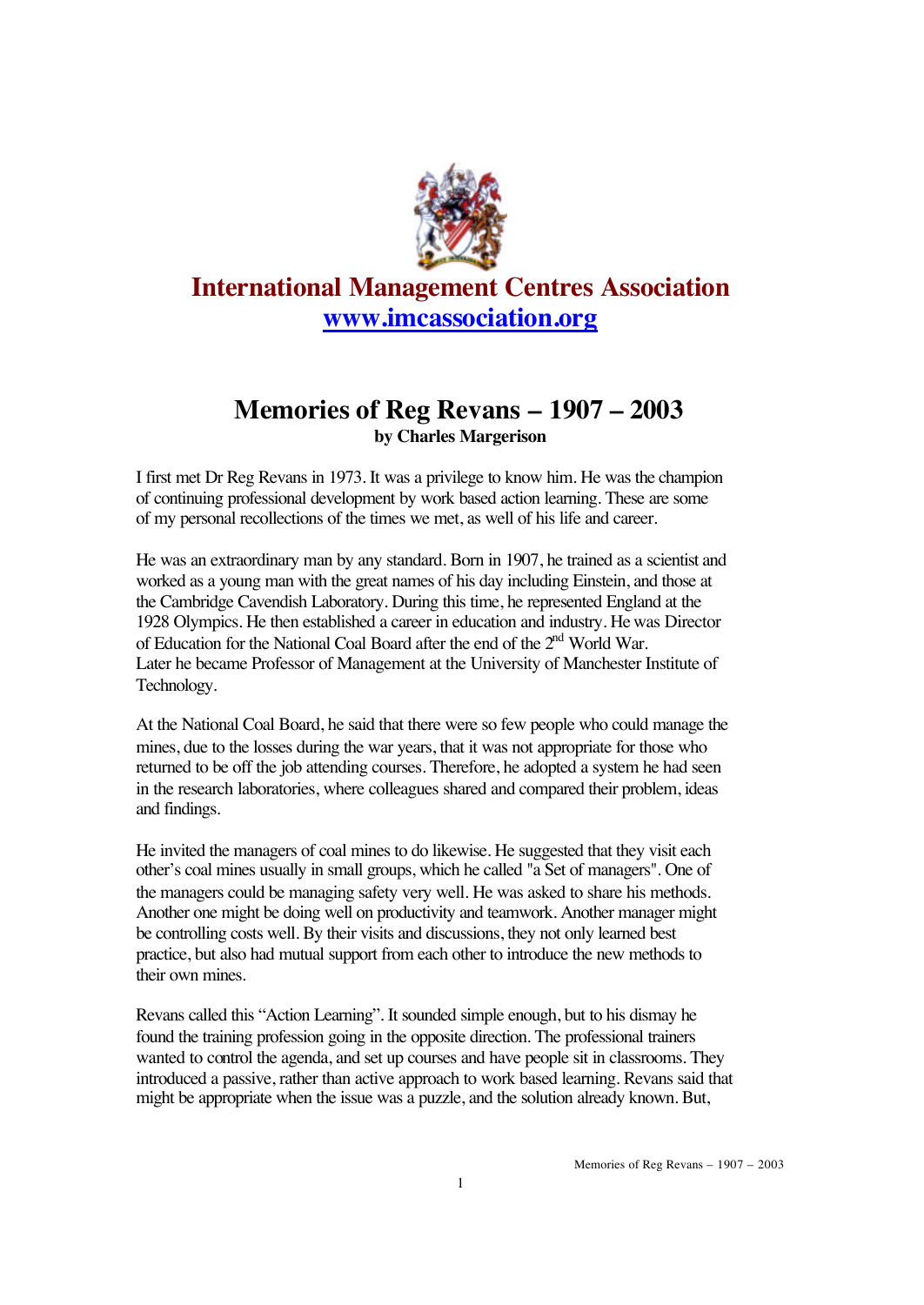# International Management Centres Association

**www.imcassociation.org**

## Memories of Reg Revans – 1907 – 2003

**by Charles Margerison**

I first met Dr Reg Revans in 1973. It was a privilege to know him. He was the champion of continuing professional development by work based action learning. These are some of my personal recollections of the times we met, as well of his life and career.

He was an extraordinary man by any standard. Born in 1907, he trained as a scientist and worked as a young man with the great names of his day including Einstein, and those at the Cambridge Cavendish Laboratory. During this time, he represented England at the 1928 Olympics. He then established a career in education and industry. He was Director of Education for the National Coal Board after the end of the 2nd World War. Later he became Professor of Management at the University of Manchester Institute of Technology.

At the National Coal Board, he said that there were so few people who could manage the mines, due to the losses during the war years, that it was not appropriate for those who returned to be off the job attending courses. Therefore, he adopted a system he had seen in the research laboratories, where colleagues shared and compared their problem, ideas and findings.

He invited the managers of coal mines to do likewise. He suggested that they visit each other's coal mines usually in small groups, which he called "a Set of managers". One of the managers could be managing safety very well. He was asked to share his methods. Another one might be doing well on productivity and teamwork. Another manager might be controlling costs well. By their visits and discussions, they not only learned best practice, but also had mutual support from each other to introduce the new methods to their own mines.

Revans called this "Action Learning". It sounded simple enough, but to his dismay he found the training profession going in the opposite direction. The professional trainers wanted to control the agenda, and set up courses and have people sit in classrooms. They introduced a passive, rather than active approach to work based learning. Revans said that might be appropriate when the issue was a puzzle, and the solution already known. But,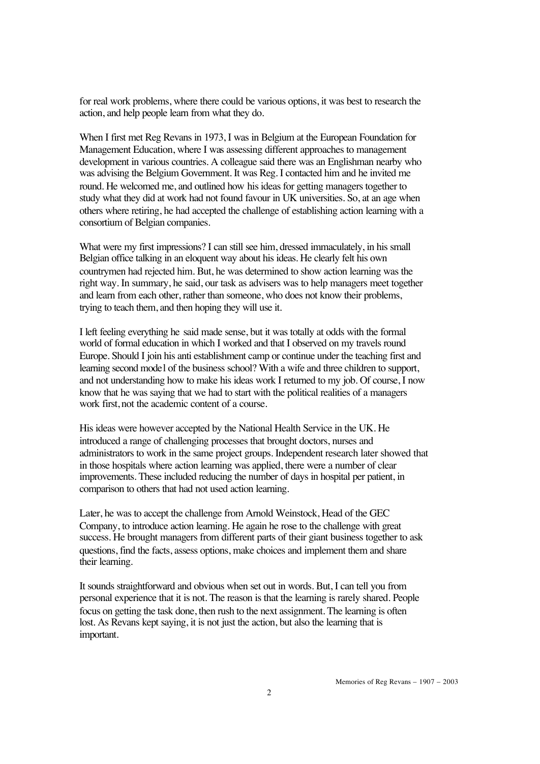for real work problems, where there could be various options, it was best to research the action, and help people learn from what they do.

When I first met Reg Revans in 1973, I was in Belgium at the European Foundation for Management Education, where I was assessing different approaches to management development in various countries. A colleague said there was an Englishman nearby who was advising the Belgium Government. It was Reg. I contacted him and he invited me round. He welcomed me, and outlined how his ideas for getting managers together to study what they did at work had not found favour in UK universities. So, at an age when others where retiring, he had accepted the challenge of establishing action learning with a consortium of Belgian companies.

What were my first impressions? I can still see him, dressed immaculately, in his small Belgian office talking in an eloquent way about his ideas. He clearly felt his own countrymen had rejected him. But, he was determined to show action learning was the right way. In summary, he said, our task as advisers was to help managers meet together and learn from each other, rather than someone, who does not know their problems, trying to teach them, and then hoping they will use it.

I left feeling everything he said made sense, but it was totally at odds with the formal world of formal education in which I worked and that I observed on my travels round Europe. Should I join his anti establishment camp or continue under the teaching first and learning second mode1 of the business school? With a wife and three children to support, and not understanding how to make his ideas work I returned to my job. Of course, I now know that he was saying that we had to start with the political realities of a managers work first, not the academic content of a course.

His ideas were however accepted by the National Health Service in the UK. He introduced a range of challenging processes that brought doctors, nurses and administrators to work in the same project groups. Independent research later showed that in those hospitals where action learning was applied, there were a number of clear improvements. These included reducing the number of days in hospital per patient, in comparison to others that had not used action learning.

Later, he was to accept the challenge from Arnold Weinstock, Head of the GEC Company, to introduce action learning. He again he rose to the challenge with great success. He brought managers from different parts of their giant business together to ask questions, find the facts, assess options, make choices and implement them and share their learning.

It sounds straightforward and obvious when set out in words. But, I can tell you from personal experience that it is not. The reason is that the learning is rarely shared. People focus on getting the task done, then rush to the next assignment. The learning is often lost. As Revans kept saying, it is not just the action, but also the learning that is important.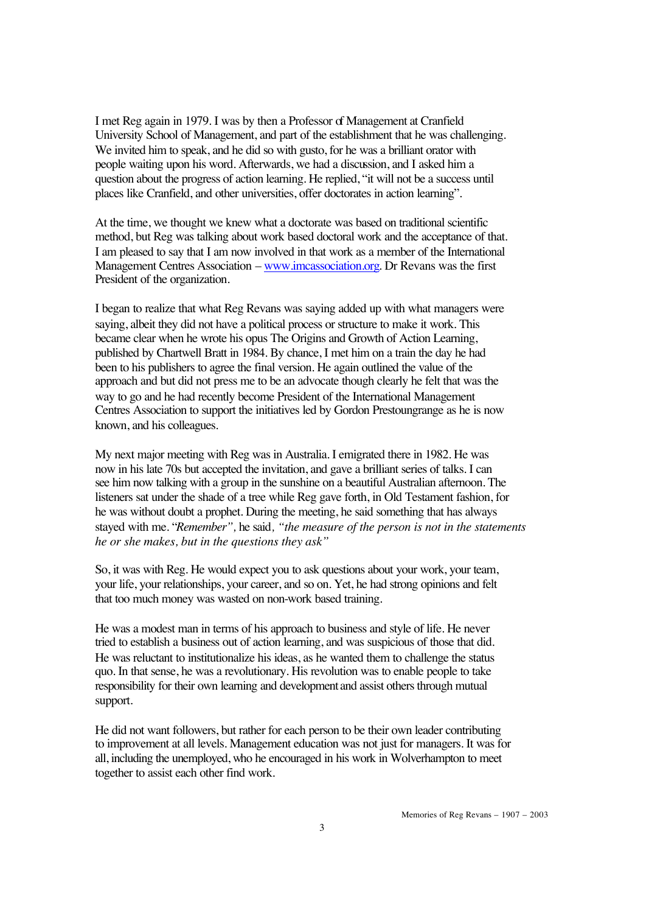I met Reg again in 1979. I was by then a Professor of Management at Cranfield University School of Management, and part of the establishment that he was challenging. We invited him to speak, and he did so with gusto, for he was a brilliant orator with people waiting upon his word. Afterwards, we had a discussion, and I asked him a question about the progress of action learning. He replied, "it will not be a success until places like Cranfield, and other universities, offer doctorates in action learning".

At the time, we thought we knew what a doctorate was based on traditional scientific method, but Reg was talking about work based doctoral work and the acceptance of that. I am pleased to say that I am now involved in that work as a member of the International Management Centres Association – [www.imcassociation.org](http://www.imcassociation.org). Dr Revans was the first President of the organization.

I began to realize that what Reg Revans was saying added up with what managers were saying, albeit they did not have a political process or structure to make it work. This became clear when he wrote his opus The Origins and Growth of Action Learning, published by Chartwell Bratt in 1984. By chance, I met him on a train the day he had been to his publishers to agree the final version. He again outlined the value of the approach and but did not press me to be an advocate though clearly he felt that was the way to go and he had recently become President of the International Management Centres Association to support the initiatives led by Gordon Prestoungrange as he is now known, and his colleagues.

My next major meeting with Reg was in Australia. I emigrated there in 1982. He was now in his late 70s but accepted the invitation, and gave a brilliant series of talks. I can see him now talking with a group in the sunshine on a beautiful Australian afternoon. The listeners sat under the shade of a tree while Reg gave forth, in Old Testament fashion, for he was without doubt a prophet. During the meeting, he said something that has always stayed with me. "*Remember",* he said*, "the measure of the person is not in the statements he or she makes, but in the questions they ask"*

So, it was with Reg. He would expect you to ask questions about your work, your team, your life, your relationships, your career, and so on. Yet, he had strong opinions and felt that too much money was wasted on non-work based training.

He was a modest man in terms of his approach to business and style of life. He never tried to establish a business out of action learning, and was suspicious of those that did. He was reluctant to institutionalize his ideas, as he wanted them to challenge the status quo. In that sense, he was a revolutionary. His revolution was to enable people to take responsibility for their own learning and development and assist others through mutual support.

He did not want followers, but rather for each person to be their own leader contributing to improvement at all levels. Management education was not just for managers. It was for all, including the unemployed, who he encouraged in his work in Wolverhampton to meet together to assist each other find work.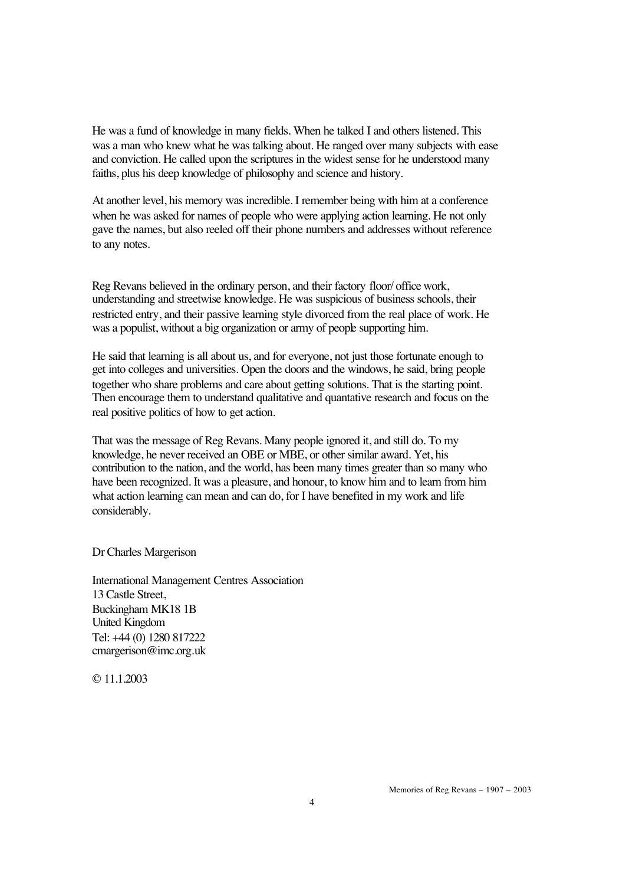He was a fund of knowledge in many fields. When he talked I and others listened. This was a man who knew what he was talking about. He ranged over many subjects with ease and conviction. He called upon the scriptures in the widest sense for he understood many faiths, plus his deep knowledge of philosophy and science and history.

At another level, his memory was incredible. I remember being with him at a conference when he was asked for names of people who were applying action learning. He not only gave the names, but also reeled off their phone numbers and addresses without reference to any notes.

Reg Revans believed in the ordinary person, and their factory floor/ office work, understanding and streetwise knowledge. He was suspicious of business schools, their restricted entry, and their passive learning style divorced from the real place of work. He was a populist, without a big organization or army of people supporting him.

He said that learning is all about us, and for everyone, not just those fortunate enough to get into colleges and universities. Open the doors and the windows, he said, bring people together who share problems and care about getting solutions. That is the starting point. Then encourage them to understand qualitative and quantative research and focus on the real positive politics of how to get action.

That was the message of Reg Revans. Many people ignored it, and still do. To my knowledge, he never received an OBE or MBE, or other similar award. Yet, his contribution to the nation, and the world, has been many times greater than so many who have been recognized. It was a pleasure, and honour, to know him and to learn from him what action learning can mean and can do, for I have benefited in my work and life considerably.

Dr Charles Margerison

International Management Centres Association
13 Castle Street,
Buckingham MK18 1B
United Kingdom
Tel: +44 (0) 1280 817222
cmargerison@imc.org.uk

© 11.1.2003